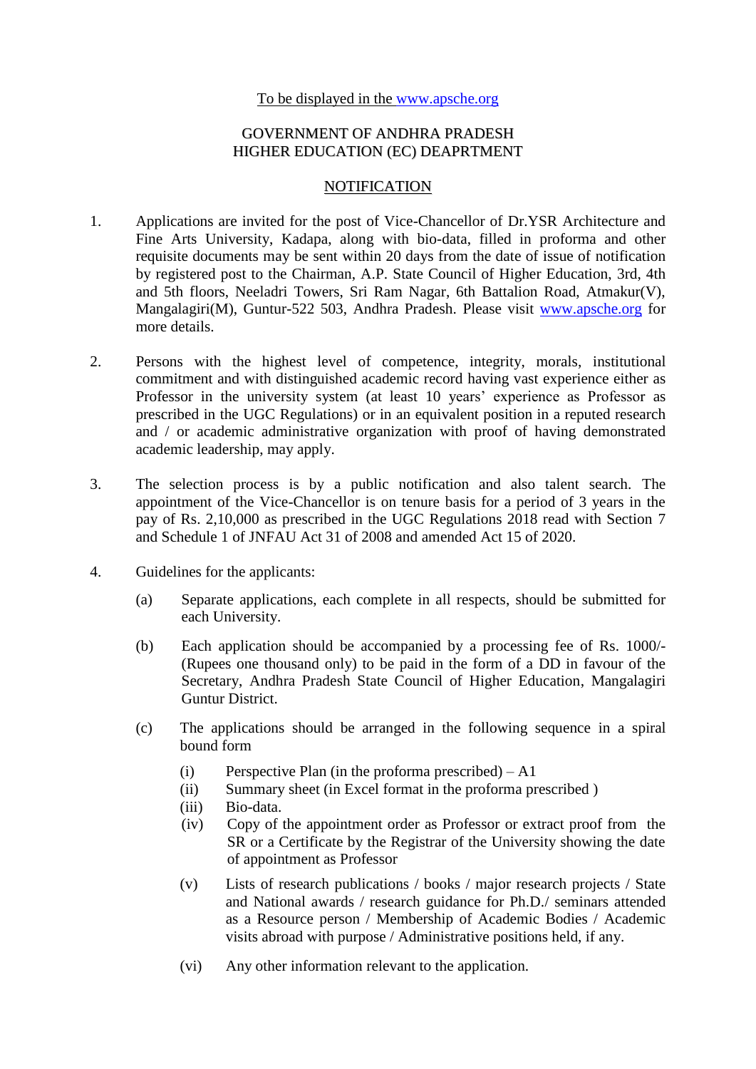To be displayed in the www.apsche.org

GOVERNMENT OF ANDHRA PRADESH
HIGHER EDUCATION (EC) DEAPRTMENT

NOTIFICATION

1. Applications are invited for the post of Vice-Chancellor of Dr.YSR Architecture and Fine Arts University, Kadapa, along with bio-data, filled in proforma and other requisite documents may be sent within 20 days from the date of issue of notification by registered post to the Chairman, A.P. State Council of Higher Education, 3rd, 4th and 5th floors, Neeladri Towers, Sri Ram Nagar, 6th Battalion Road, Atmakur(V), Mangalagiri(M), Guntur-522 503, Andhra Pradesh. Please visit www.apsche.org for more details.

2. Persons with the highest level of competence, integrity, morals, institutional commitment and with distinguished academic record having vast experience either as Professor in the university system (at least 10 years' experience as Professor as prescribed in the UGC Regulations) or in an equivalent position in a reputed research and / or academic administrative organization with proof of having demonstrated academic leadership, may apply.

3. The selection process is by a public notification and also talent search. The appointment of the Vice-Chancellor is on tenure basis for a period of 3 years in the pay of Rs. 2,10,000 as prescribed in the UGC Regulations 2018 read with Section 7 and Schedule 1 of JNFAU Act 31 of 2008 and amended Act 15 of 2020.

4. Guidelines for the applicants:

   (a) Separate applications, each complete in all respects, should be submitted for each University.

   (b) Each application should be accompanied by a processing fee of Rs. 1000/- (Rupees one thousand only) to be paid in the form of a DD in favour of the Secretary, Andhra Pradesh State Council of Higher Education, Mangalagiri Guntur District.

   (c) The applications should be arranged in the following sequence in a spiral bound form

      (i) Perspective Plan (in the proforma prescribed) – A1
      (ii) Summary sheet (in Excel format in the proforma prescribed )
      (iii) Bio-data.
      (iv) Copy of the appointment order as Professor or extract proof from the SR or a Certificate by the Registrar of the University showing the date of appointment as Professor

      (v) Lists of research publications / books / major research projects / State and National awards / research guidance for Ph.D./ seminars attended as a Resource person / Membership of Academic Bodies / Academic visits abroad with purpose / Administrative positions held, if any.

      (vi) Any other information relevant to the application.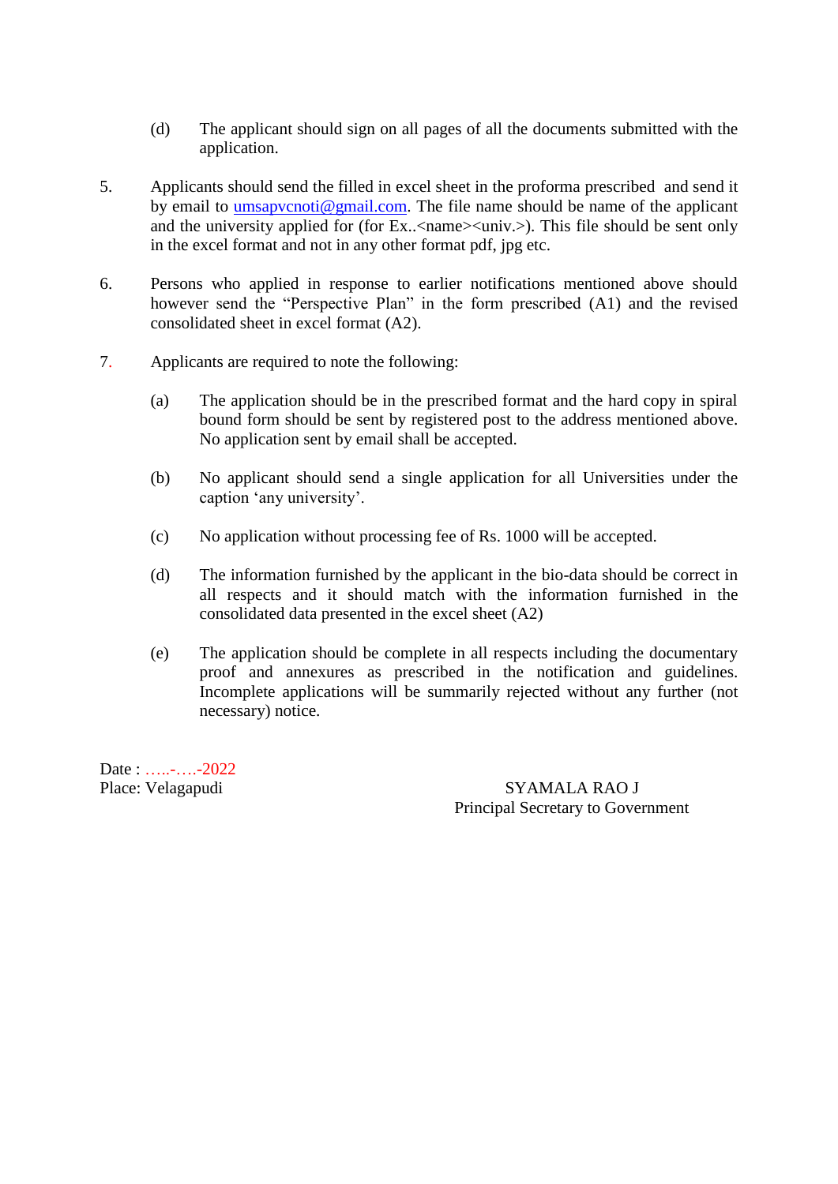(d) The applicant should sign on all pages of all the documents submitted with the application.

5. Applicants should send the filled in excel sheet in the proforma prescribed and send it by email to umsapvcnoti@gmail.com. The file name should be name of the applicant and the university applied for (for Ex..<name><univ.>). This file should be sent only in the excel format and not in any other format pdf, jpg etc.

6. Persons who applied in response to earlier notifications mentioned above should however send the "Perspective Plan" in the form prescribed (A1) and the revised consolidated sheet in excel format (A2).

7. Applicants are required to note the following:

   (a) The application should be in the prescribed format and the hard copy in spiral bound form should be sent by registered post to the address mentioned above. No application sent by email shall be accepted.

   (b) No applicant should send a single application for all Universities under the caption 'any university'.

   (c) No application without processing fee of Rs. 1000 will be accepted.

   (d) The information furnished by the applicant in the bio-data should be correct in all respects and it should match with the information furnished in the consolidated data presented in the excel sheet (A2)

   (e) The application should be complete in all respects including the documentary proof and annexures as prescribed in the notification and guidelines. Incomplete applications will be summarily rejected without any further (not necessary) notice.

Date : …..-….-2022
Place: Velagapudi

SYAMALA RAO J
Principal Secretary to Government